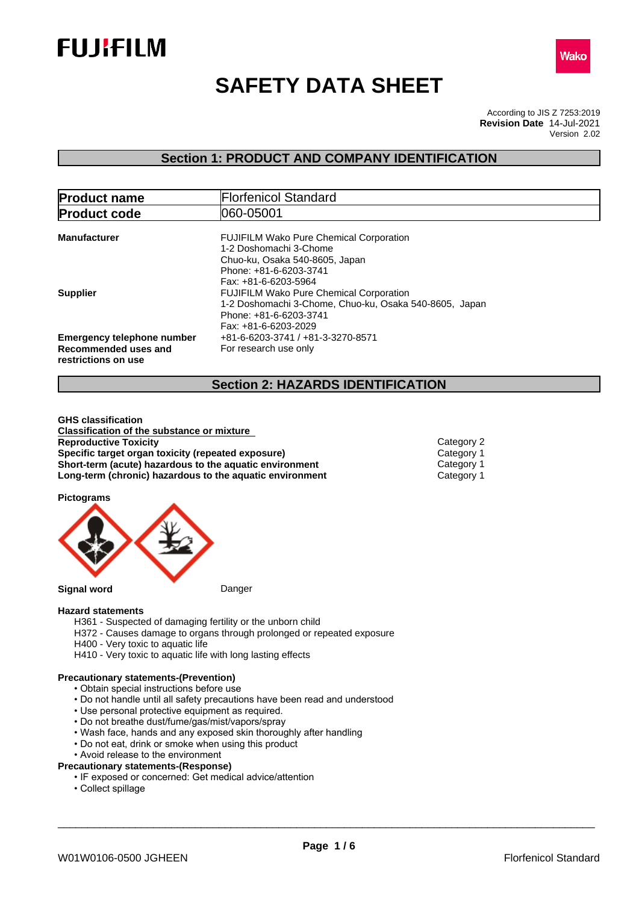FUJIFILM

Wako

# SAFETY DATA SHEET

According to JIS Z 7253:2019
**Revision Date** 14-Jul-2021
Version 2.02

## Section 1: PRODUCT AND COMPANY IDENTIFICATION

| **Product name** | Florfenicol Standard |
| --- | --- |
| **Product code** | 060-05001 |

**Manufacturer**
FUJIFILM Wako Pure Chemical Corporation
1-2 Doshomachi 3-Chome
Chuo-ku, Osaka 540-8605, Japan
Phone: +81-6-6203-3741
Fax: +81-6-6203-5964

**Supplier**
FUJIFILM Wako Pure Chemical Corporation
1-2 Doshomachi 3-Chome, Chuo-ku, Osaka 540-8605, Japan
Phone: +81-6-6203-3741
Fax: +81-6-6203-2029

**Emergency telephone number** +81-6-6203-3741 / +81-3-3270-8571

**Recommended uses and restrictions on use** For research use only

## Section 2: HAZARDS IDENTIFICATION

**GHS classification**

**Classification of the substance or mixture**

| | |
| --- | --- |
| **Reproductive Toxicity** | Category 2 |
| **Specific target organ toxicity (repeated exposure)** | Category 1 |
| **Short-term (acute) hazardous to the aquatic environment** | Category 1 |
| **Long-term (chronic) hazardous to the aquatic environment** | Category 1 |

**Pictograms**

**Signal word** Danger

**Hazard statements**

H361 - Suspected of damaging fertility or the unborn child
H372 - Causes damage to organs through prolonged or repeated exposure
H400 - Very toxic to aquatic life
H410 - Very toxic to aquatic life with long lasting effects

**Precautionary statements-(Prevention)**

- Obtain special instructions before use
- Do not handle until all safety precautions have been read and understood
- Use personal protective equipment as required.
- Do not breathe dust/fume/gas/mist/vapors/spray
- Wash face, hands and any exposed skin thoroughly after handling
- Do not eat, drink or smoke when using this product
- Avoid release to the environment

**Precautionary statements-(Response)**

- IF exposed or concerned: Get medical advice/attention
- Collect spillage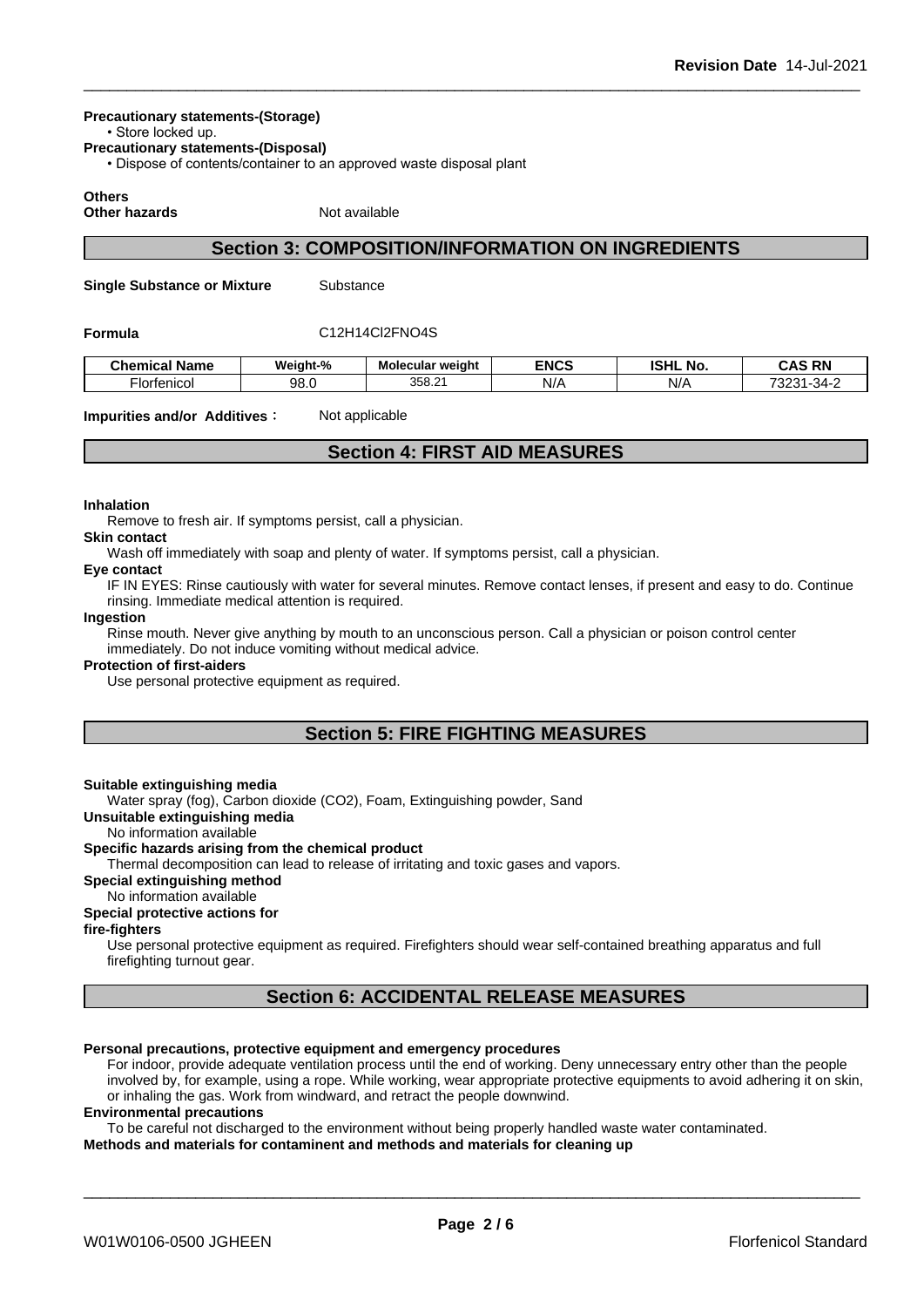**Precautionary statements-(Storage)**

• Store locked up.

**Precautionary statements-(Disposal)**

• Dispose of contents/container to an approved waste disposal plant

**Others**

**Other hazards** Not available

## Section 3: COMPOSITION/INFORMATION ON INGREDIENTS

**Single Substance or Mixture** Substance

**Formula** $C_{12}H_{14}Cl_2FNO_4S$

| Chemical Name | Weight-% | Molecular weight | ENCS | ISHL No. | CAS RN |
|---|---|---|---|---|---|
| Florfenicol | 98.0 | 358.21 | N/A | N/A | 73231-34-2 |

**Impurities and/or Additives**： Not applicable

## Section 4: FIRST AID MEASURES

**Inhalation**

Remove to fresh air. If symptoms persist, call a physician.

**Skin contact**

Wash off immediately with soap and plenty of water. If symptoms persist, call a physician.

**Eye contact**

IF IN EYES: Rinse cautiously with water for several minutes. Remove contact lenses, if present and easy to do. Continue rinsing. Immediate medical attention is required.

**Ingestion**

Rinse mouth. Never give anything by mouth to an unconscious person. Call a physician or poison control center immediately. Do not induce vomiting without medical advice.

**Protection of first-aiders**

Use personal protective equipment as required.

## Section 5: FIRE FIGHTING MEASURES

**Suitable extinguishing media**

Water spray (fog), Carbon dioxide (CO2), Foam, Extinguishing powder, Sand

**Unsuitable extinguishing media**

No information available

**Specific hazards arising from the chemical product**

Thermal decomposition can lead to release of irritating and toxic gases and vapors.

**Special extinguishing method**

No information available

**Special protective actions for fire-fighters**

Use personal protective equipment as required. Firefighters should wear self-contained breathing apparatus and full firefighting turnout gear.

## Section 6: ACCIDENTAL RELEASE MEASURES

**Personal precautions, protective equipment and emergency procedures**

For indoor, provide adequate ventilation process until the end of working. Deny unnecessary entry other than the people involved by, for example, using a rope. While working, wear appropriate protective equipments to avoid adhering it on skin, or inhaling the gas. Work from windward, and retract the people downwind.

**Environmental precautions**

To be careful not discharged to the environment without being properly handled waste water contaminated.

**Methods and materials for contaminent and methods and materials for cleaning up**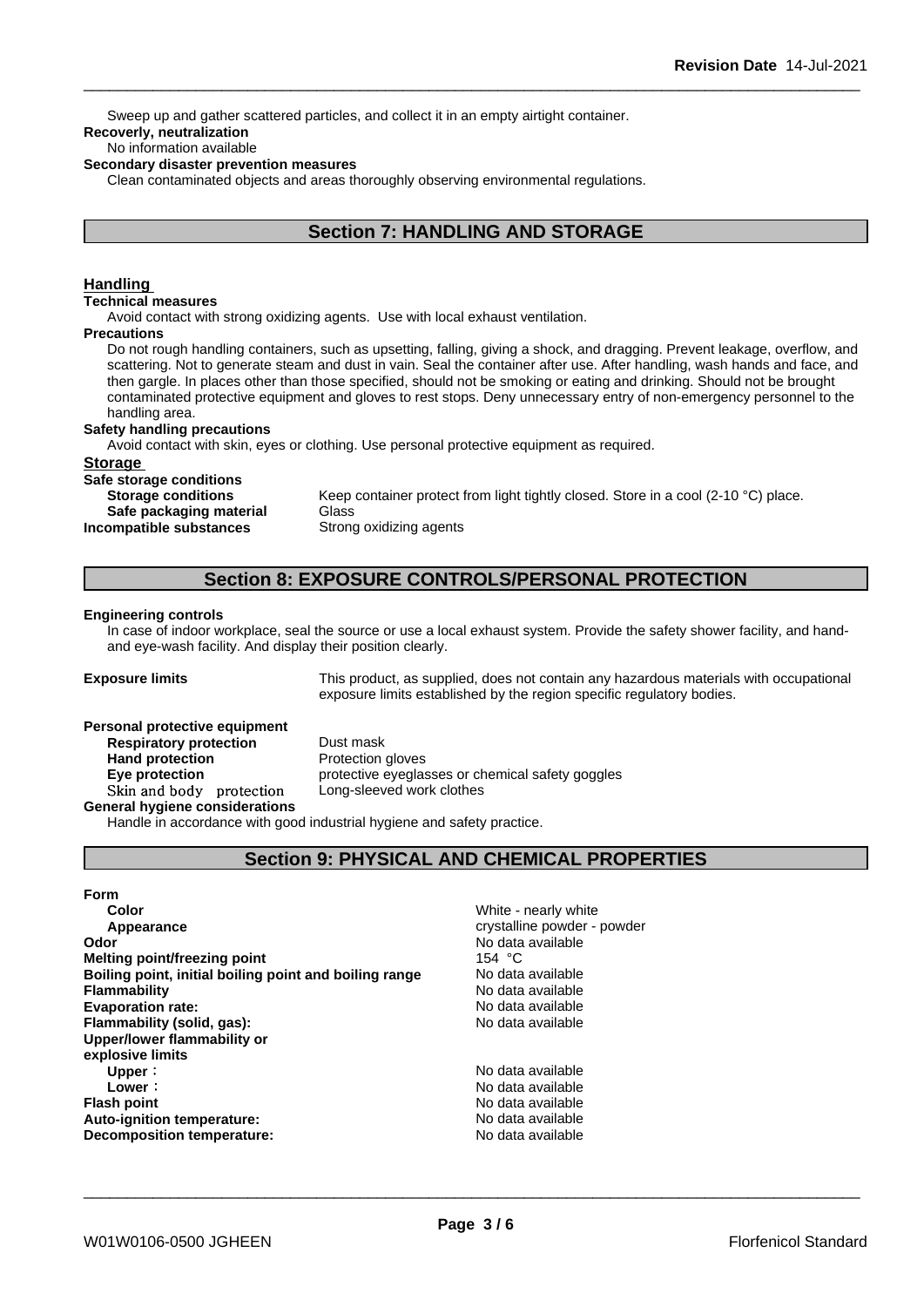Sweep up and gather scattered particles, and collect it in an empty airtight container.

**Recoverly, neutralization**

No information available

**Secondary disaster prevention measures**

Clean contaminated objects and areas thoroughly observing environmental regulations.

## Section 7: HANDLING AND STORAGE

### Handling

**Technical measures**

Avoid contact with strong oxidizing agents. Use with local exhaust ventilation.

**Precautions**

Do not rough handling containers, such as upsetting, falling, giving a shock, and dragging. Prevent leakage, overflow, and scattering. Not to generate steam and dust in vain. Seal the container after use. After handling, wash hands and face, and then gargle. In places other than those specified, should not be smoking or eating and drinking. Should not be brought contaminated protective equipment and gloves to rest stops. Deny unnecessary entry of non-emergency personnel to the handling area.

**Safety handling precautions**

Avoid contact with skin, eyes or clothing. Use personal protective equipment as required.

### Storage

**Safe storage conditions**

| | |
|---|---|
| **Storage conditions** | Keep container protect from light tightly closed. Store in a cool (2-10 °C) place. |
| **Safe packaging material** | Glass |
| **Incompatible substances** | Strong oxidizing agents |

## Section 8: EXPOSURE CONTROLS/PERSONAL PROTECTION

**Engineering controls**

In case of indoor workplace, seal the source or use a local exhaust system. Provide the safety shower facility, and hand- and eye-wash facility. And display their position clearly.

**Exposure limits** This product, as supplied, does not contain any hazardous materials with occupational exposure limits established by the region specific regulatory bodies.

**Personal protective equipment**

| | |
|---|---|
| **Respiratory protection** | Dust mask |
| **Hand protection** | Protection gloves |
| **Eye protection** | protective eyeglasses or chemical safety goggles |
| Skin and body protection | Long-sleeved work clothes |

**General hygiene considerations**

Handle in accordance with good industrial hygiene and safety practice.

## Section 9: PHYSICAL AND CHEMICAL PROPERTIES

| | |
|---|---|
| **Form** | |
| **Color** | White - nearly white |
| **Appearance** | crystalline powder - powder |
| **Odor** | No data available |
| **Melting point/freezing point** | 154 °C |
| **Boiling point, initial boiling point and boiling range** | No data available |
| **Flammability** | No data available |
| **Evaporation rate:** | No data available |
| **Flammability (solid, gas):** | No data available |
| **Upper/lower flammability or explosive limits** | |
| **Upper** : | No data available |
| **Lower** : | No data available |
| **Flash point** | No data available |
| **Auto-ignition temperature:** | No data available |
| **Decomposition temperature:** | No data available |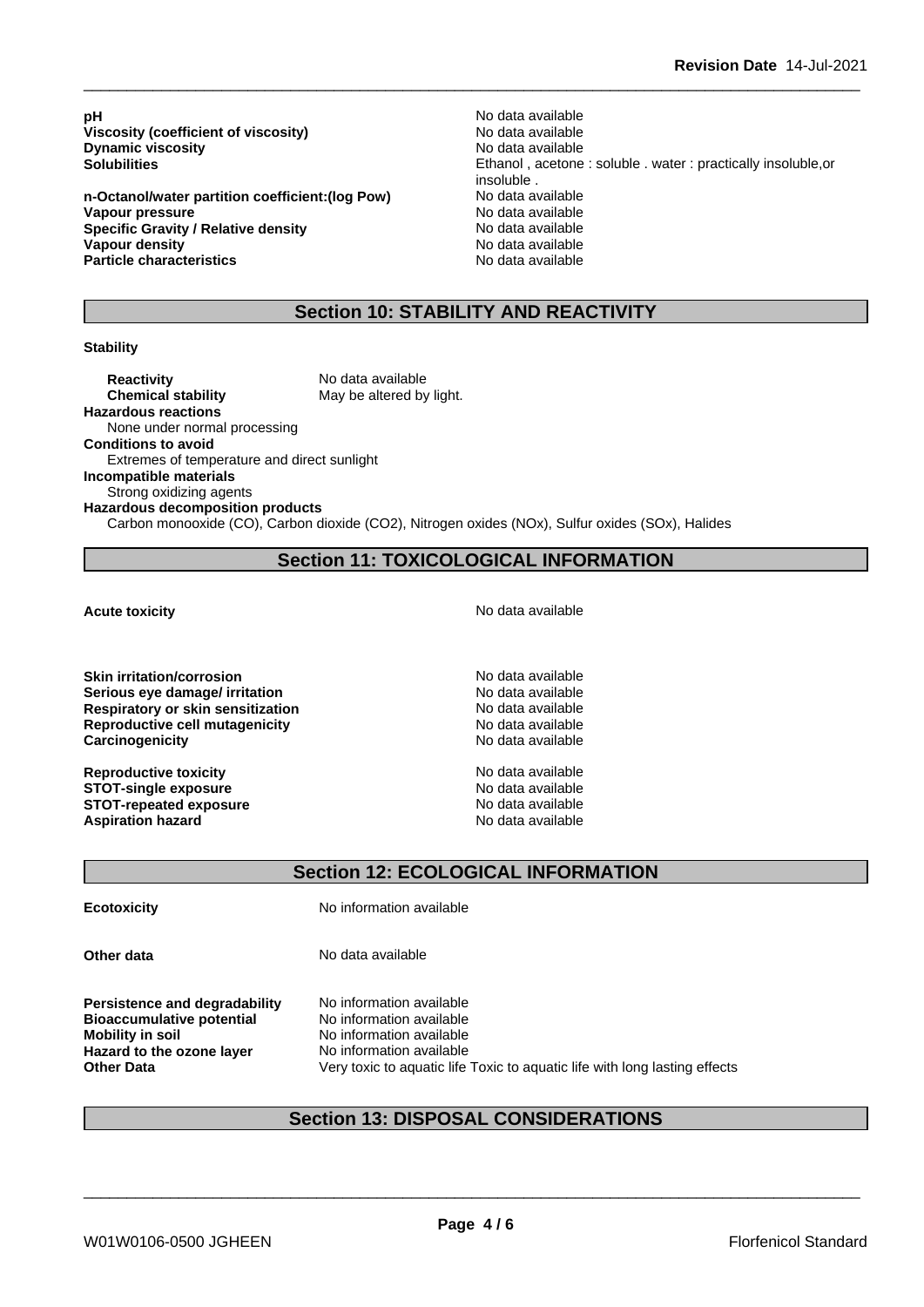| | |
|---|---|
| **pH** | No data available |
| **Viscosity (coefficient of viscosity)** | No data available |
| **Dynamic viscosity** | No data available |
| **Solubilities** | Ethanol , acetone : soluble . water : practically insoluble,or insoluble . |
| **n-Octanol/water partition coefficient:(log Pow)** | No data available |
| **Vapour pressure** | No data available |
| **Specific Gravity / Relative density** | No data available |
| **Vapour density** | No data available |
| **Particle characteristics** | No data available |

## Section 10: STABILITY AND REACTIVITY

**Stability**

**Reactivity** No data available
**Chemical stability** May be altered by light.

**Hazardous reactions**
None under normal processing

**Conditions to avoid**
Extremes of temperature and direct sunlight

**Incompatible materials**
Strong oxidizing agents

**Hazardous decomposition products**
Carbon monooxide (CO), Carbon dioxide ($CO_2$), Nitrogen oxides (NOx), Sulfur oxides (SOx), Halides

## Section 11: TOXICOLOGICAL INFORMATION

| | |
|---|---|
| **Acute toxicity** | No data available |
| **Skin irritation/corrosion** | No data available |
| **Serious eye damage/ irritation** | No data available |
| **Respiratory or skin sensitization** | No data available |
| **Reproductive cell mutagenicity** | No data available |
| **Carcinogenicity** | No data available |
| **Reproductive toxicity** | No data available |
| **STOT-single exposure** | No data available |
| **STOT-repeated exposure** | No data available |
| **Aspiration hazard** | No data available |

## Section 12: ECOLOGICAL INFORMATION

| | |
|---|---|
| **Ecotoxicity** | No information available |
| **Other data** | No data available |
| **Persistence and degradability** | No information available |
| **Bioaccumulative potential** | No information available |
| **Mobility in soil** | No information available |
| **Hazard to the ozone layer** | No information available |
| **Other Data** | Very toxic to aquatic life Toxic to aquatic life with long lasting effects |

## Section 13: DISPOSAL CONSIDERATIONS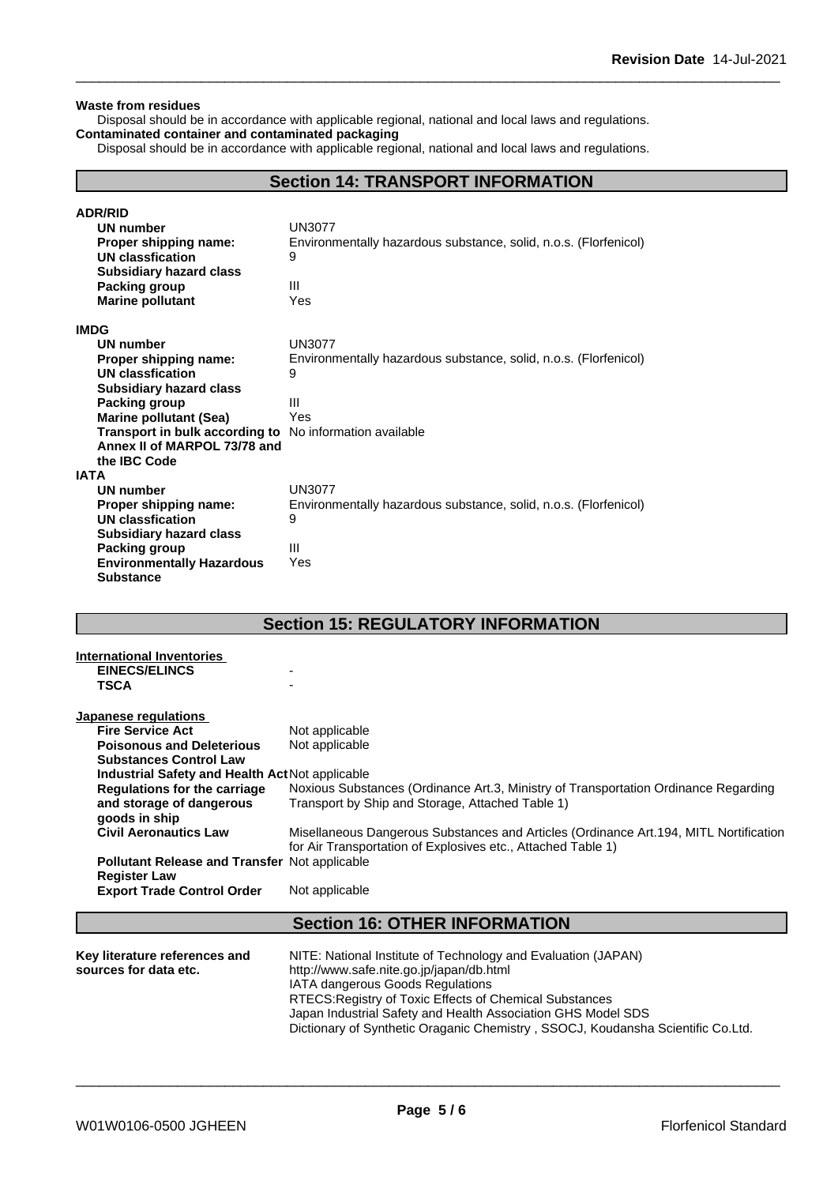**Waste from residues**

Disposal should be in accordance with applicable regional, national and local laws and regulations.

**Contaminated container and contaminated packaging**

Disposal should be in accordance with applicable regional, national and local laws and regulations.

## Section 14: TRANSPORT INFORMATION

**ADR/RID**

| | |
|---|---|
| **UN number** | UN3077 |
| **Proper shipping name:** | Environmentally hazardous substance, solid, n.o.s. (Florfenicol) |
| **UN classfication** | 9 |
| **Subsidiary hazard class** | |
| **Packing group** | III |
| **Marine pollutant** | Yes |

**IMDG**

| | |
|---|---|
| **UN number** | UN3077 |
| **Proper shipping name:** | Environmentally hazardous substance, solid, n.o.s. (Florfenicol) |
| **UN classfication** | 9 |
| **Subsidiary hazard class** | |
| **Packing group** | III |
| **Marine pollutant (Sea)** | Yes |
| **Transport in bulk according to Annex II of MARPOL 73/78 and the IBC Code** | No information available |

**IATA**

| | |
|---|---|
| **UN number** | UN3077 |
| **Proper shipping name:** | Environmentally hazardous substance, solid, n.o.s. (Florfenicol) |
| **UN classfication** | 9 |
| **Subsidiary hazard class** | |
| **Packing group** | III |
| **Environmentally Hazardous Substance** | Yes |

## Section 15: REGULATORY INFORMATION

**International Inventories**

| | |
|---|---|
| **EINECS/ELINCS** | - |
| **TSCA** | - |

**Japanese regulations**

| | |
|---|---|
| **Fire Service Act** | Not applicable |
| **Poisonous and Deleterious Substances Control Law** | Not applicable |
| **Industrial Safety and Health Act** | Not applicable |
| **Regulations for the carriage and storage of dangerous goods in ship** | Noxious Substances (Ordinance Art.3, Ministry of Transportation Ordinance Regarding Transport by Ship and Storage, Attached Table 1) |
| **Civil Aeronautics Law** | Misellaneous Dangerous Substances and Articles (Ordinance Art.194, MITL Nortification for Air Transportation of Explosives etc., Attached Table 1) |
| **Pollutant Release and Transfer Register Law** | Not applicable |
| **Export Trade Control Order** | Not applicable |

## Section 16: OTHER INFORMATION

**Key literature references and sources for data etc.**

NITE: National Institute of Technology and Evaluation (JAPAN)
http://www.safe.nite.go.jp/japan/db.html
IATA dangerous Goods Regulations
RTECS:Registry of Toxic Effects of Chemical Substances
Japan Industrial Safety and Health Association GHS Model SDS
Dictionary of Synthetic Oraganic Chemistry , SSOCJ, Koudansha Scientific Co.Ltd.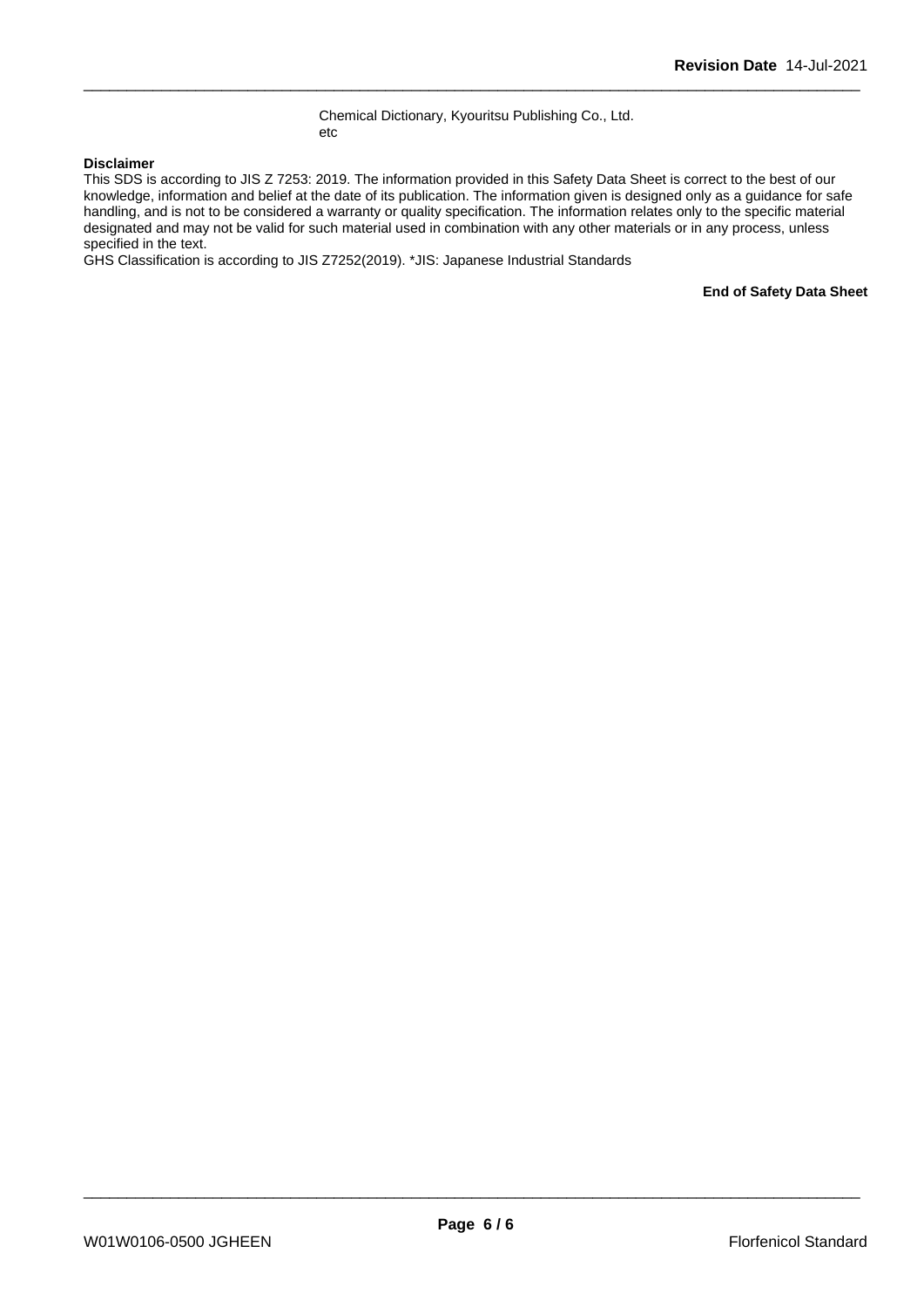Chemical Dictionary, Kyouritsu Publishing Co., Ltd.
etc

**Disclaimer**

This SDS is according to JIS Z 7253: 2019. The information provided in this Safety Data Sheet is correct to the best of our knowledge, information and belief at the date of its publication. The information given is designed only as a guidance for safe handling, and is not to be considered a warranty or quality specification. The information relates only to the specific material designated and may not be valid for such material used in combination with any other materials or in any process, unless specified in the text.

GHS Classification is according to JIS Z7252(2019). *JIS: Japanese Industrial Standards

**End of Safety Data Sheet**